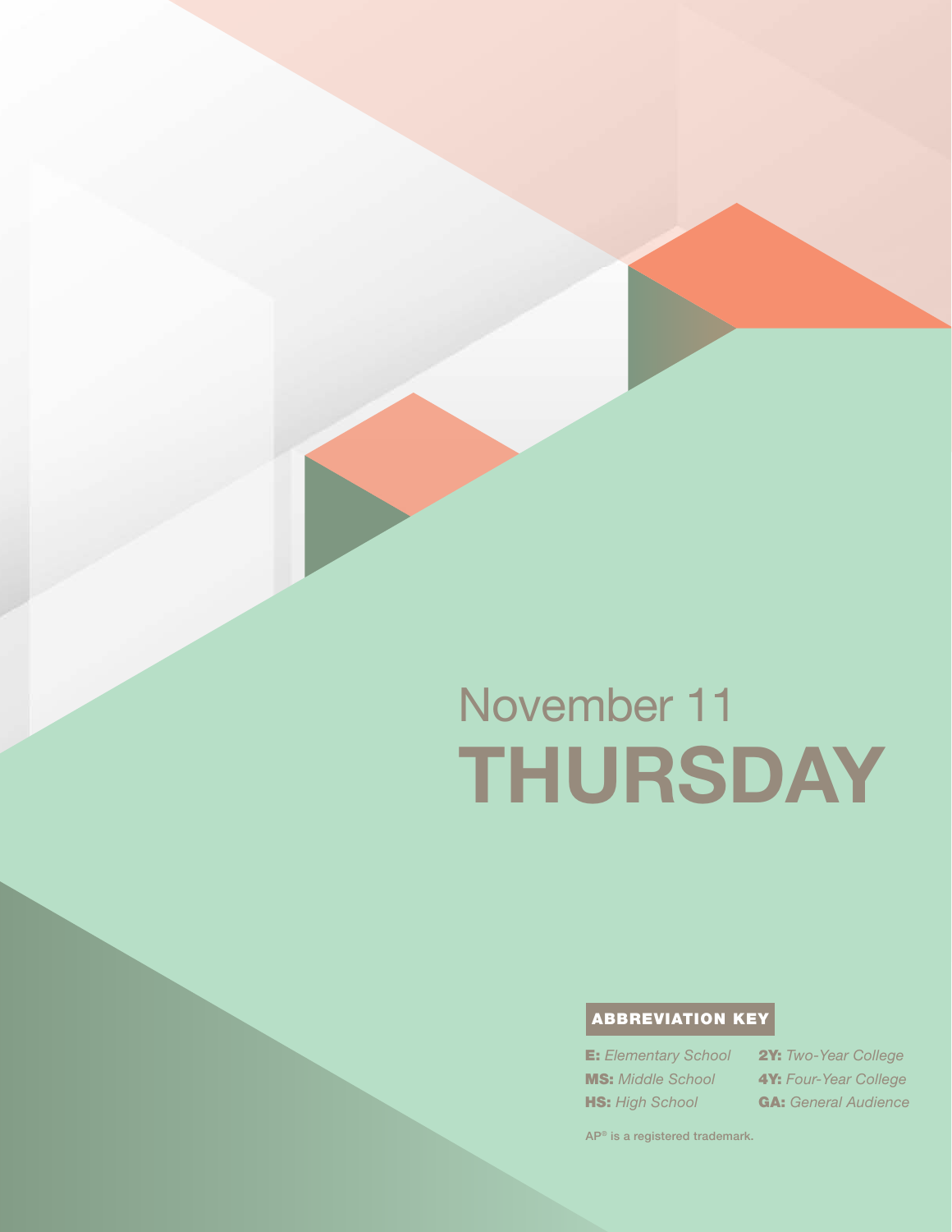# November 11
# THURSDAY

## ABBREVIATION KEY

**E:** *Elementary School*
**MS:** *Middle School*
**HS:** *High School*
**2Y:** *Two-Year College*
**4Y:** *Four-Year College*
**GA:** *General Audience*

AP® is a registered trademark.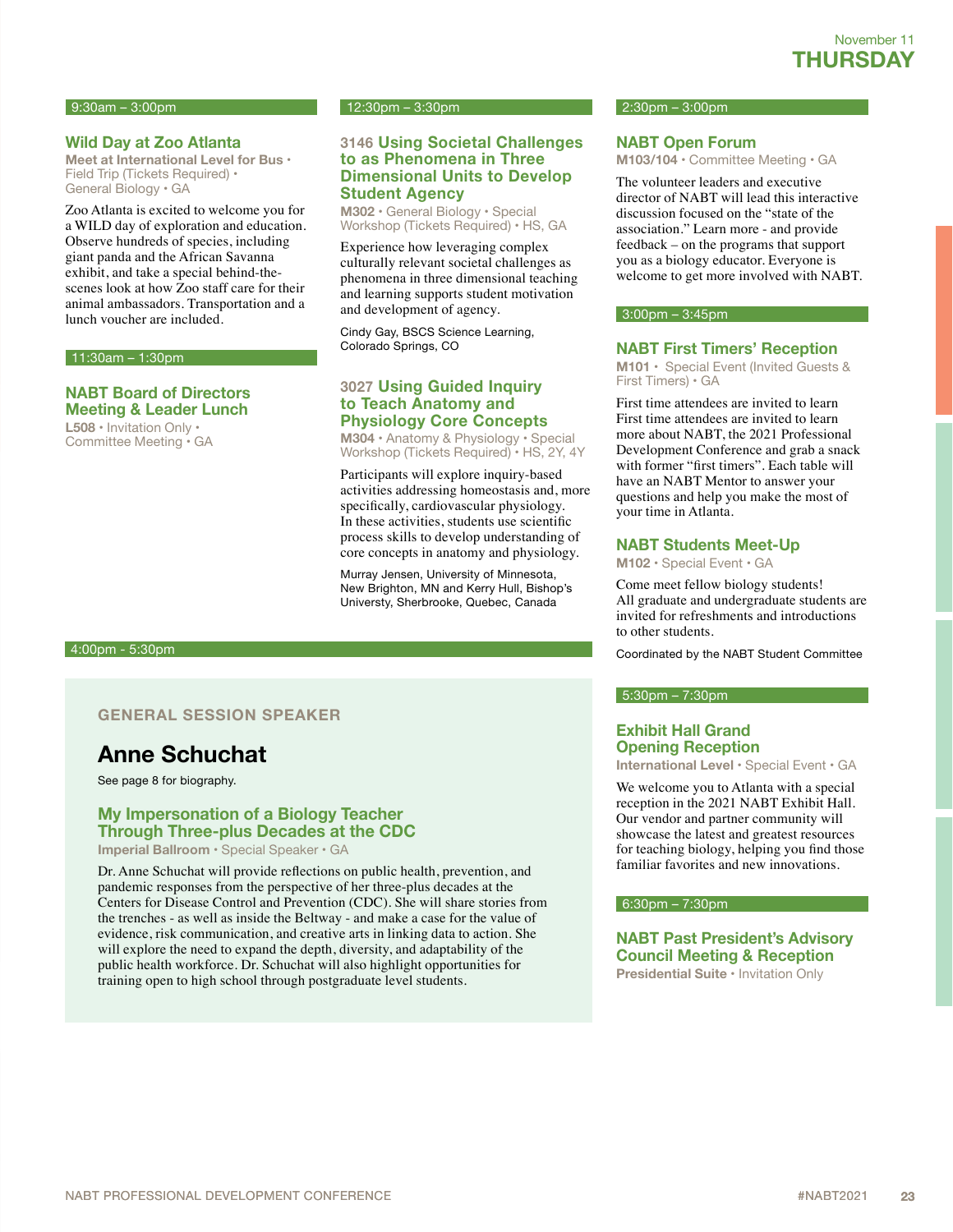November 11
# THURSDAY

**9:30am – 3:00pm**

## Wild Day at Zoo Atlanta

**Meet at International Level for Bus** • Field Trip (Tickets Required) • General Biology • GA

Zoo Atlanta is excited to welcome you for a WILD day of exploration and education. Observe hundreds of species, including giant panda and the African Savanna exhibit, and take a special behind-the-scenes look at how Zoo staff care for their animal ambassadors. Transportation and a lunch voucher are included.

**11:30am – 1:30pm**

## NABT Board of Directors Meeting & Leader Lunch

**L508** • Invitation Only • Committee Meeting • GA

**12:30pm – 3:30pm**

## 3146 Using Societal Challenges to as Phenomena in Three Dimensional Units to Develop Student Agency

**M302** • General Biology • Special Workshop (Tickets Required) • HS, GA

Experience how leveraging complex culturally relevant societal challenges as phenomena in three dimensional teaching and learning supports student motivation and development of agency.

Cindy Gay, BSCS Science Learning, Colorado Springs, CO

## 3027 Using Guided Inquiry to Teach Anatomy and Physiology Core Concepts

**M304** • Anatomy & Physiology • Special Workshop (Tickets Required) • HS, 2Y, 4Y

Participants will explore inquiry-based activities addressing homeostasis and, more specifically, cardiovascular physiology. In these activities, students use scientific process skills to develop understanding of core concepts in anatomy and physiology.

Murray Jensen, University of Minnesota, New Brighton, MN and Kerry Hull, Bishop's Universty, Sherbrooke, Quebec, Canada

**2:30pm – 3:00pm**

## NABT Open Forum

**M103/104** • Committee Meeting • GA

The volunteer leaders and executive director of NABT will lead this interactive discussion focused on the "state of the association." Learn more - and provide feedback – on the programs that support you as a biology educator. Everyone is welcome to get more involved with NABT.

**3:00pm – 3:45pm**

## NABT First Timers' Reception

**M101** • Special Event (Invited Guests & First Timers) • GA

First time attendees are invited to learn First time attendees are invited to learn more about NABT, the 2021 Professional Development Conference and grab a snack with former "first timers". Each table will have an NABT Mentor to answer your questions and help you make the most of your time in Atlanta.

## NABT Students Meet-Up

**M102** • Special Event • GA

Come meet fellow biology students! All graduate and undergraduate students are invited for refreshments and introductions to other students.

Coordinated by the NABT Student Committee

**4:00pm - 5:30pm**

### GENERAL SESSION SPEAKER

## Anne Schuchat

See page 8 for biography.

## My Impersonation of a Biology Teacher Through Three-plus Decades at the CDC

**Imperial Ballroom** • Special Speaker • GA

Dr. Anne Schuchat will provide reflections on public health, prevention, and pandemic responses from the perspective of her three-plus decades at the Centers for Disease Control and Prevention (CDC). She will share stories from the trenches - as well as inside the Beltway - and make a case for the value of evidence, risk communication, and creative arts in linking data to action. She will explore the need to expand the depth, diversity, and adaptability of the public health workforce. Dr. Schuchat will also highlight opportunities for training open to high school through postgraduate level students.

**5:30pm – 7:30pm**

## Exhibit Hall Grand Opening Reception

**International Level** • Special Event • GA

We welcome you to Atlanta with a special reception in the 2021 NABT Exhibit Hall. Our vendor and partner community will showcase the latest and greatest resources for teaching biology, helping you find those familiar favorites and new innovations.

**6:30pm – 7:30pm**

## NABT Past President's Advisory Council Meeting & Reception

**Presidential Suite** • Invitation Only